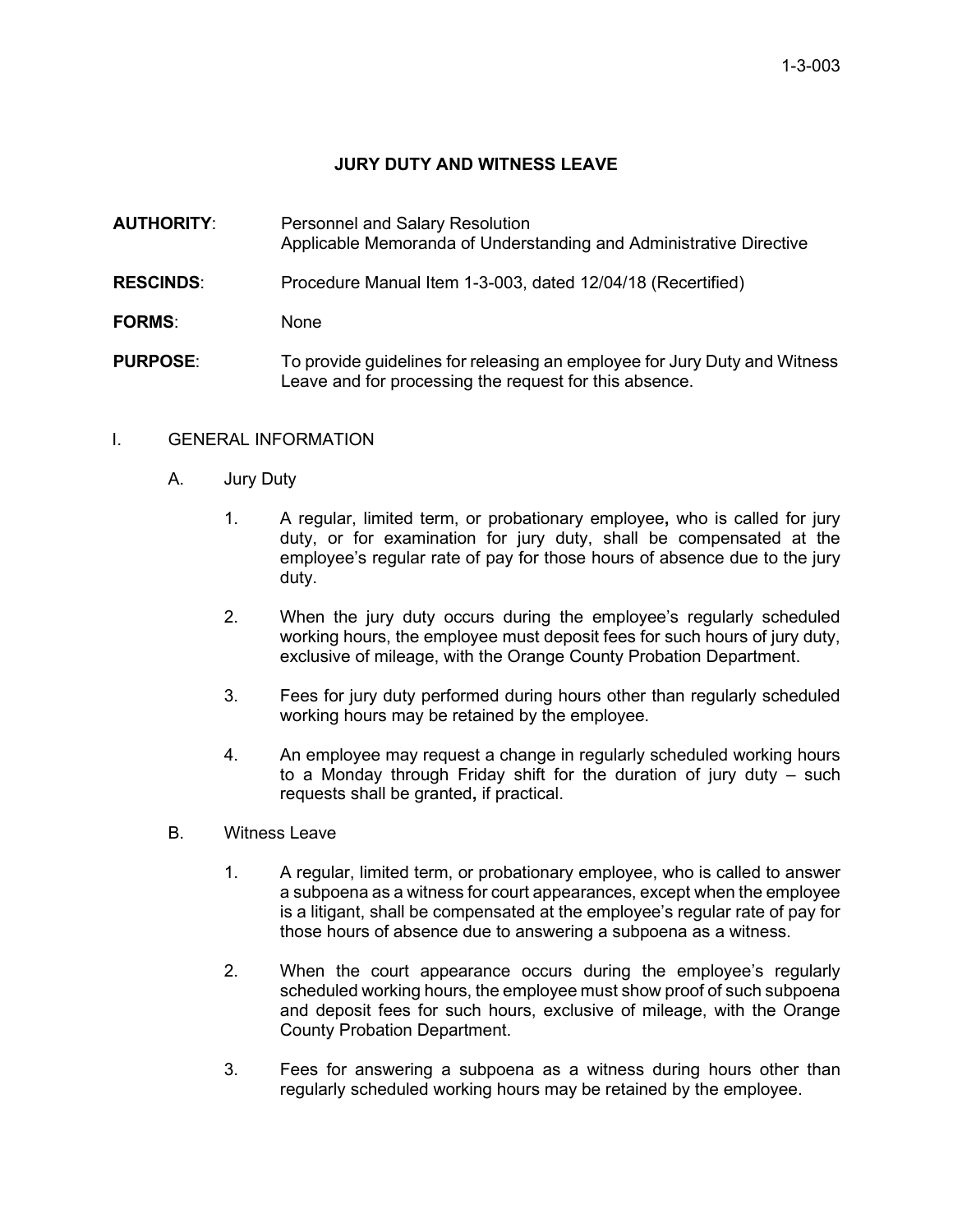1-3-003

# JURY DUTY AND WITNESS LEAVE

**AUTHORITY**: Personnel and Salary Resolution
Applicable Memoranda of Understanding and Administrative Directive

**RESCINDS**: Procedure Manual Item 1-3-003, dated 12/04/18 (Recertified)

**FORMS**: None

**PURPOSE**: To provide guidelines for releasing an employee for Jury Duty and Witness Leave and for processing the request for this absence.

I. GENERAL INFORMATION

A. Jury Duty

1. A regular, limited term, or probationary employee**,** who is called for jury duty, or for examination for jury duty, shall be compensated at the employee's regular rate of pay for those hours of absence due to the jury duty.

2. When the jury duty occurs during the employee's regularly scheduled working hours, the employee must deposit fees for such hours of jury duty, exclusive of mileage, with the Orange County Probation Department.

3. Fees for jury duty performed during hours other than regularly scheduled working hours may be retained by the employee.

4. An employee may request a change in regularly scheduled working hours to a Monday through Friday shift for the duration of jury duty – such requests shall be granted**,** if practical.

B. Witness Leave

1. A regular, limited term, or probationary employee, who is called to answer a subpoena as a witness for court appearances, except when the employee is a litigant, shall be compensated at the employee's regular rate of pay for those hours of absence due to answering a subpoena as a witness.

2. When the court appearance occurs during the employee's regularly scheduled working hours, the employee must show proof of such subpoena and deposit fees for such hours, exclusive of mileage, with the Orange County Probation Department.

3. Fees for answering a subpoena as a witness during hours other than regularly scheduled working hours may be retained by the employee.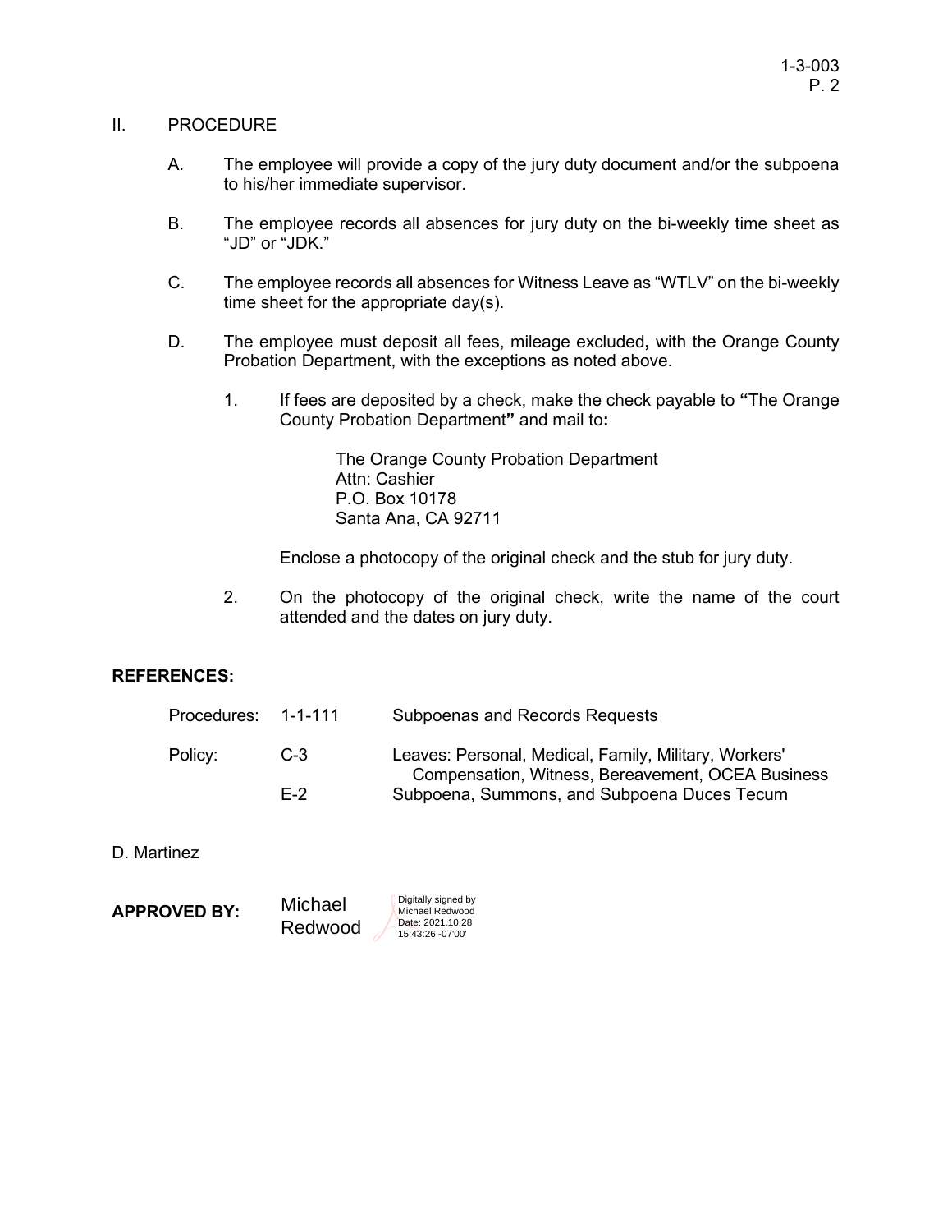## II. PROCEDURE

A. The employee will provide a copy of the jury duty document and/or the subpoena to his/her immediate supervisor.

B. The employee records all absences for jury duty on the bi-weekly time sheet as "JD" or "JDK."

C. The employee records all absences for Witness Leave as "WTLV" on the bi-weekly time sheet for the appropriate day(s).

D. The employee must deposit all fees, mileage excluded**,** with the Orange County Probation Department, with the exceptions as noted above.

1. If fees are deposited by a check, make the check payable to **"**The Orange County Probation Department**"** and mail to**:**

   The Orange County Probation Department
   Attn: Cashier
   P.O. Box 10178
   Santa Ana, CA 92711

   Enclose a photocopy of the original check and the stub for jury duty.

2. On the photocopy of the original check, write the name of the court attended and the dates on jury duty.

**REFERENCES:**

| | | |
|---|---|---|
| Procedures: | 1-1-111 | Subpoenas and Records Requests |
| Policy: | C-3 | Leaves: Personal, Medical, Family, Military, Workers' Compensation, Witness, Bereavement, OCEA Business |
| | E-2 | Subpoena, Summons, and Subpoena Duces Tecum |

D. Martinez

**APPROVED BY:** Michael Redwood — Digitally signed by Michael Redwood Date: 2021.10.28 15:43:26 -07'00'